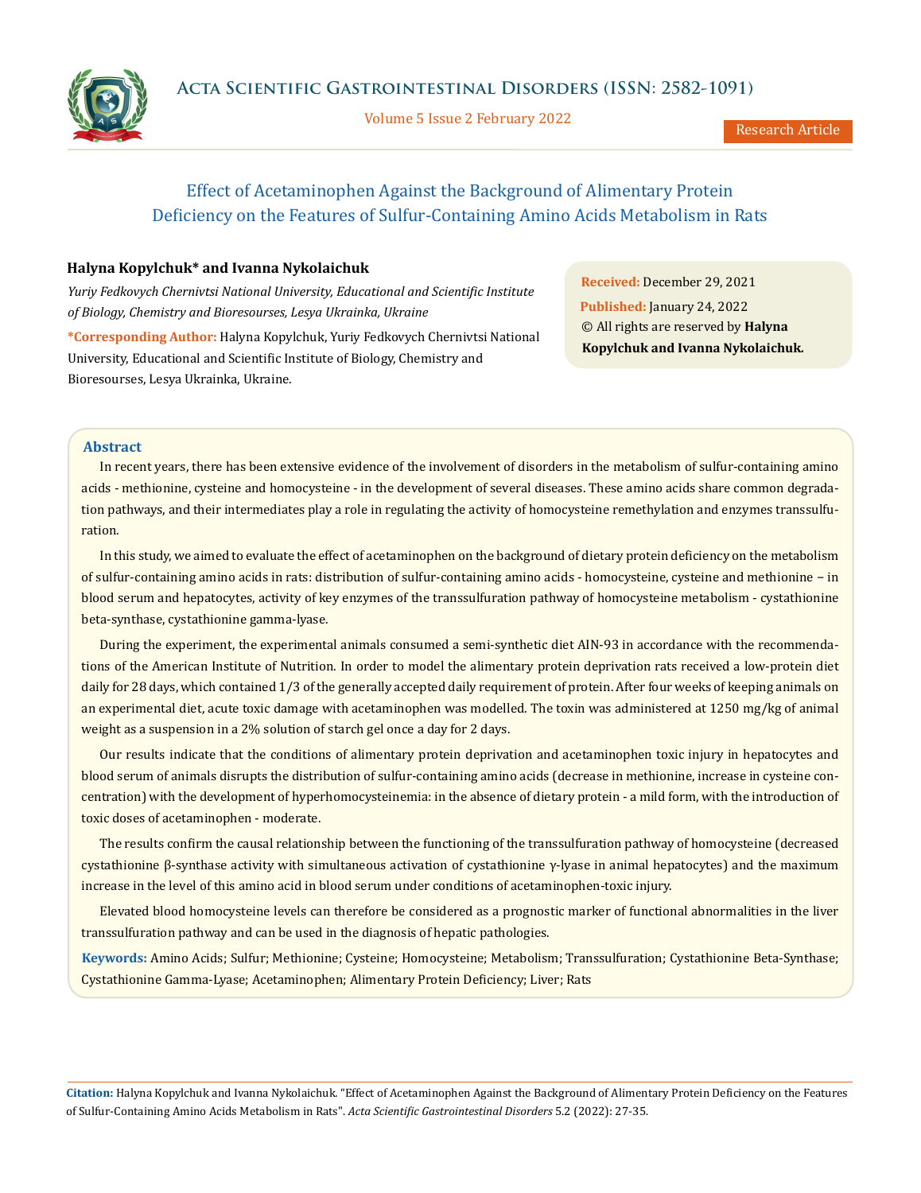# Effect of Acetaminophen Against the Background of Alimentary Protein Deficiency on the Features of Sulfur-Containing Amino Acids Metabolism in Rats

**Halyna Kopylchuk* and Ivanna Nykolaichuk**

*Yuriy Fedkovych Chernivtsi National University, Educational and Scientific Institute of Biology, Chemistry and Bioresourses, Lesya Ukrainka, Ukraine*

***Corresponding Author:** Halyna Kopylchuk, Yuriy Fedkovych Chernivtsi National University, Educational and Scientific Institute of Biology, Chemistry and Bioresourses, Lesya Ukrainka, Ukraine.

**Received:** December 29, 2021
**Published:** January 24, 2022
© All rights are reserved by **Halyna Kopylchuk and Ivanna Nykolaichuk.**

## Abstract

In recent years, there has been extensive evidence of the involvement of disorders in the metabolism of sulfur-containing amino acids - methionine, cysteine and homocysteine - in the development of several diseases. These amino acids share common degradation pathways, and their intermediates play a role in regulating the activity of homocysteine remethylation and enzymes transsulfuration.

In this study, we aimed to evaluate the effect of acetaminophen on the background of dietary protein deficiency on the metabolism of sulfur-containing amino acids in rats: distribution of sulfur-containing amino acids - homocysteine, cysteine and methionine – in blood serum and hepatocytes, activity of key enzymes of the transsulfuration pathway of homocysteine metabolism - cystathionine beta-synthase, cystathionine gamma-lyase.

During the experiment, the experimental animals consumed a semi-synthetic diet AIN-93 in accordance with the recommendations of the American Institute of Nutrition. In order to model the alimentary protein deprivation rats received a low-protein diet daily for 28 days, which contained 1/3 of the generally accepted daily requirement of protein. After four weeks of keeping animals on an experimental diet, acute toxic damage with acetaminophen was modelled. The toxin was administered at 1250 mg/kg of animal weight as a suspension in a 2% solution of starch gel once a day for 2 days.

Our results indicate that the conditions of alimentary protein deprivation and acetaminophen toxic injury in hepatocytes and blood serum of animals disrupts the distribution of sulfur-containing amino acids (decrease in methionine, increase in cysteine concentration) with the development of hyperhomocysteinemia: in the absence of dietary protein - a mild form, with the introduction of toxic doses of acetaminophen - moderate.

The results confirm the causal relationship between the functioning of the transsulfuration pathway of homocysteine (decreased cystathionine β-synthase activity with simultaneous activation of cystathionine γ-lyase in animal hepatocytes) and the maximum increase in the level of this amino acid in blood serum under conditions of acetaminophen-toxic injury.

Elevated blood homocysteine levels can therefore be considered as a prognostic marker of functional abnormalities in the liver transsulfuration pathway and can be used in the diagnosis of hepatic pathologies.

**Keywords:** Amino Acids; Sulfur; Methionine; Cysteine; Homocysteine; Metabolism; Transsulfuration; Cystathionine Beta-Synthase; Cystathionine Gamma-Lyase; Acetaminophen; Alimentary Protein Deficiency; Liver; Rats

**Citation:** Halyna Kopylchuk and Ivanna Nykolaichuk. "Effect of Acetaminophen Against the Background of Alimentary Protein Deficiency on the Features of Sulfur-Containing Amino Acids Metabolism in Rats". *Acta Scientific Gastrointestinal Disorders* 5.2 (2022): 27-35.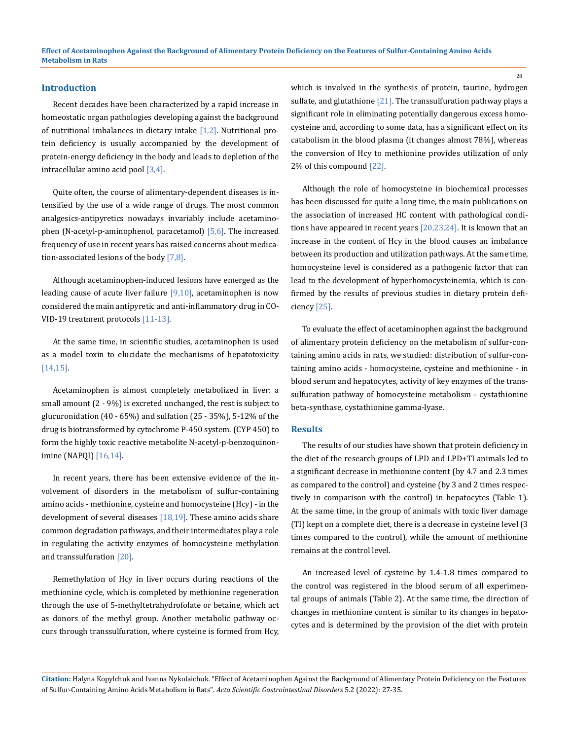## Introduction

Recent decades have been characterized by a rapid increase in homeostatic organ pathologies developing against the background of nutritional imbalances in dietary intake [1,2]. Nutritional protein deficiency is usually accompanied by the development of protein-energy deficiency in the body and leads to depletion of the intracellular amino acid pool [3,4].

Quite often, the course of alimentary-dependent diseases is intensified by the use of a wide range of drugs. The most common analgesics-antipyretics nowadays invariably include acetaminophen (N-acetyl-p-aminophenol, paracetamol) [5,6]. The increased frequency of use in recent years has raised concerns about medication-associated lesions of the body [7,8].

Although acetaminophen-induced lesions have emerged as the leading cause of acute liver failure [9,10], acetaminophen is now considered the main antipyretic and anti-inflammatory drug in COVID-19 treatment protocols [11-13].

At the same time, in scientific studies, acetaminophen is used as a model toxin to elucidate the mechanisms of hepatotoxicity [14,15].

Acetaminophen is almost completely metabolized in liver: a small amount (2 - 9%) is excreted unchanged, the rest is subject to glucuronidation (40 - 65%) and sulfation (25 - 35%), 5-12% of the drug is biotransformed by cytochrome P-450 system. (CYP 450) to form the highly toxic reactive metabolite N-acetyl-p-benzoquinonimine (NAPQI) [16,14].

In recent years, there has been extensive evidence of the involvement of disorders in the metabolism of sulfur-containing amino acids - methionine, cysteine and homocysteine (Hcy) - in the development of several diseases [18,19]. These amino acids share common degradation pathways, and their intermediates play a role in regulating the activity enzymes of homocysteine methylation and transsulfuration [20].

Remethylation of Hcy in liver occurs during reactions of the methionine cycle, which is completed by methionine regeneration through the use of 5-methyltetrahydrofolate or betaine, which act as donors of the methyl group. Another metabolic pathway occurs through transsulfuration, where cysteine is formed from Hcy, which is involved in the synthesis of protein, taurine, hydrogen sulfate, and glutathione [21]. The transsulfuration pathway plays a significant role in eliminating potentially dangerous excess homocysteine and, according to some data, has a significant effect on its catabolism in the blood plasma (it changes almost 78%), whereas the conversion of Hcy to methionine provides utilization of only 2% of this compound [22].

Although the role of homocysteine in biochemical processes has been discussed for quite a long time, the main publications on the association of increased HC content with pathological conditions have appeared in recent years [20,23,24]. It is known that an increase in the content of Hcy in the blood causes an imbalance between its production and utilization pathways. At the same time, homocysteine level is considered as a pathogenic factor that can lead to the development of hyperhomocysteinemia, which is confirmed by the results of previous studies in dietary protein deficiency [25].

To evaluate the effect of acetaminophen against the background of alimentary protein deficiency on the metabolism of sulfur-containing amino acids in rats, we studied: distribution of sulfur-containing amino acids - homocysteine, cysteine and methionine - in blood serum and hepatocytes, activity of key enzymes of the transsulfuration pathway of homocysteine metabolism - cystathionine beta-synthase, cystathionine gamma-lyase.

## Results

The results of our studies have shown that protein deficiency in the diet of the research groups of LPD and LPD+TI animals led to a significant decrease in methionine content (by 4.7 and 2.3 times as compared to the control) and cysteine (by 3 and 2 times respectively in comparison with the control) in hepatocytes (Table 1). At the same time, in the group of animals with toxic liver damage (TI) kept on a complete diet, there is a decrease in cysteine level (3 times compared to the control), while the amount of methionine remains at the control level.

An increased level of cysteine by 1.4-1.8 times compared to the control was registered in the blood serum of all experimental groups of animals (Table 2). At the same time, the direction of changes in methionine content is similar to its changes in hepatocytes and is determined by the provision of the diet with protein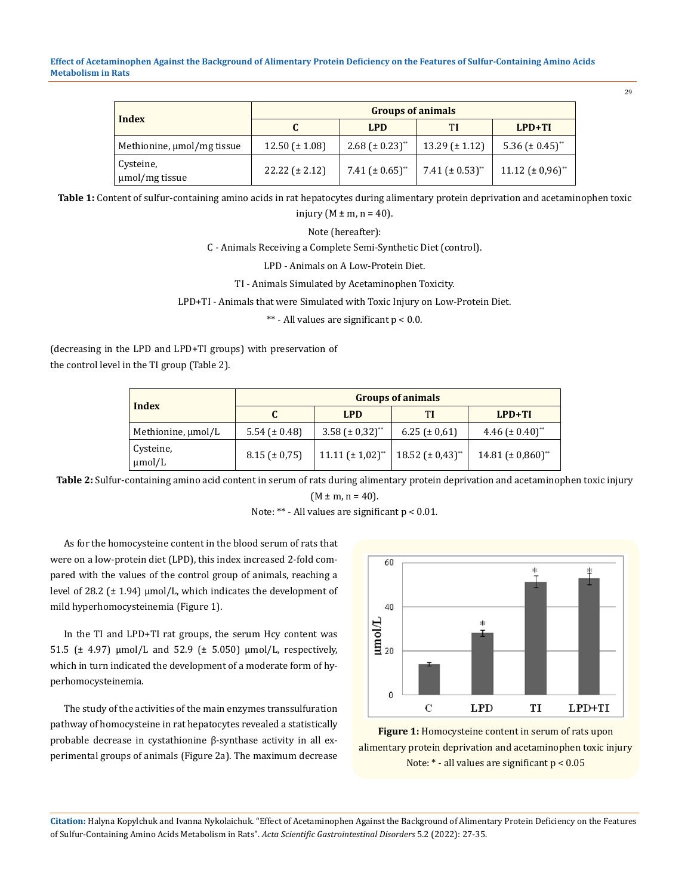| Index | Groups of animals | | | |
|---|---|---|---|---|
| | C | LPD | TI | LPD+TI |
| Methionine, μmol/mg tissue | 12.50 (± 1.08) | 2.68 (± 0.23)** | 13.29 (± 1.12) | 5.36 (± 0.45)** |
| Cysteine, μmol/mg tissue | 22.22 (± 2.12) | 7.41 (± 0.65)** | 7.41 (± 0.53)** | 11.12 (± 0,96)** |

**Table 1:** Content of sulfur-containing amino acids in rat hepatocytes during alimentary protein deprivation and acetaminophen toxic injury (M ± m, n = 40).

Note (hereafter):

C - Animals Receiving a Complete Semi-Synthetic Diet (control).

LPD - Animals on A Low-Protein Diet.

TI - Animals Simulated by Acetaminophen Toxicity.

LPD+TI - Animals that were Simulated with Toxic Injury on Low-Protein Diet.

** - All values are significant p < 0.0.

(decreasing in the LPD and LPD+TI groups) with preservation of the control level in the TI group (Table 2).

| Index | Groups of animals | | | |
|---|---|---|---|---|
| | C | LPD | TI | LPD+TI |
| Methionine, μmol/L | 5.54 (± 0.48) | 3.58 (± 0,32)** | 6.25 (± 0,61) | 4.46 (± 0.40)** |
| Cysteine, μmol/L | 8.15 (± 0,75) | 11.11 (± 1,02)** | 18.52 (± 0,43)** | 14.81 (± 0,860)** |

**Table 2:** Sulfur-containing amino acid content in serum of rats during alimentary protein deprivation and acetaminophen toxic injury (M ± m, n = 40).

Note: ** - All values are significant p < 0.01.

As for the homocysteine content in the blood serum of rats that were on a low-protein diet (LPD), this index increased 2-fold compared with the values of the control group of animals, reaching a level of 28.2 (± 1.94) μmol/L, which indicates the development of mild hyperhomocysteinemia (Figure 1).

In the TI and LPD+TI rat groups, the serum Hcy content was 51.5 (± 4.97) μmol/L and 52.9 (± 5.050) μmol/L, respectively, which in turn indicated the development of a moderate form of hyperhomocysteinemia.

The study of the activities of the main enzymes transsulfuration pathway of homocysteine in rat hepatocytes revealed a statistically probable decrease in cystathionine β-synthase activity in all experimental groups of animals (Figure 2a). The maximum decrease

**Figure 1:** Homocysteine content in serum of rats upon alimentary protein deprivation and acetaminophen toxic injury
Note: * - all values are significant p < 0.05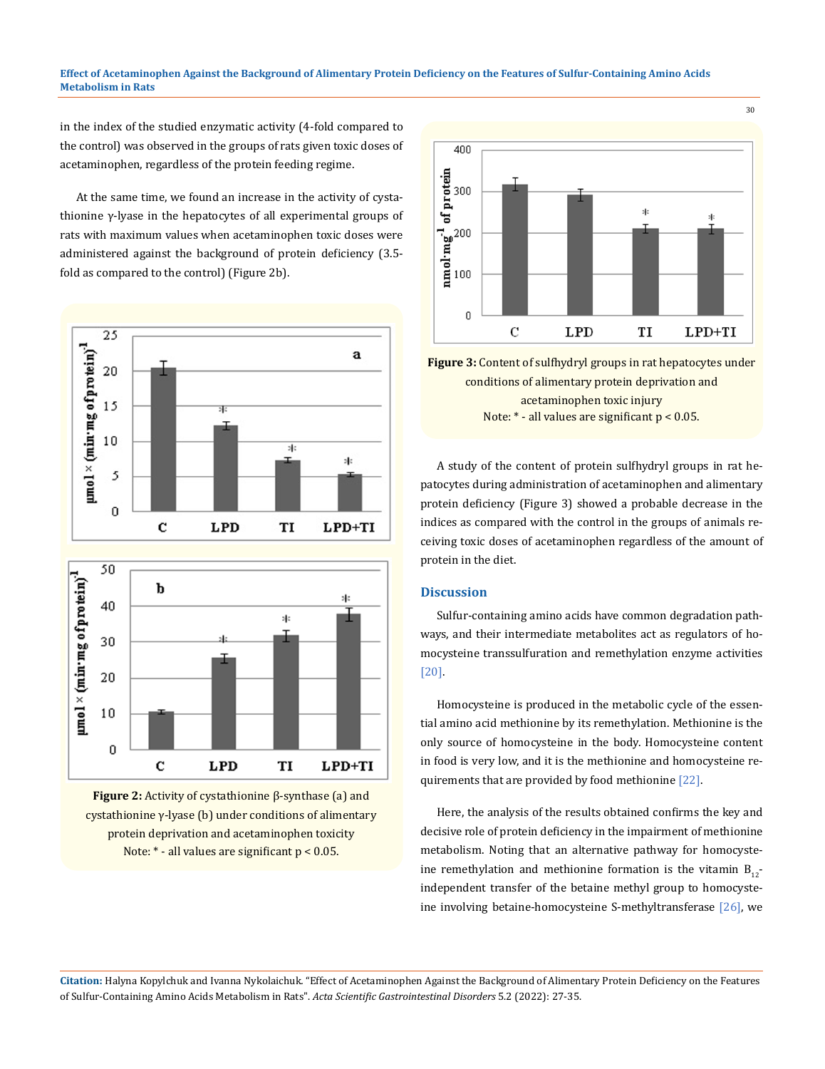in the index of the studied enzymatic activity (4-fold compared to the control) was observed in the groups of rats given toxic doses of acetaminophen, regardless of the protein feeding regime.

At the same time, we found an increase in the activity of cystathionine γ-lyase in the hepatocytes of all experimental groups of rats with maximum values when acetaminophen toxic doses were administered against the background of protein deficiency (3.5-fold as compared to the control) (Figure 2b).

**Figure 2:** Activity of cystathionine β-synthase (a) and cystathionine γ-lyase (b) under conditions of alimentary protein deprivation and acetaminophen toxicity
Note: * - all values are significant $p < 0.05$.

**Figure 3:** Content of sulfhydryl groups in rat hepatocytes under conditions of alimentary protein deprivation and acetaminophen toxic injury
Note: * - all values are significant $p < 0.05$.

A study of the content of protein sulfhydryl groups in rat hepatocytes during administration of acetaminophen and alimentary protein deficiency (Figure 3) showed a probable decrease in the indices as compared with the control in the groups of animals receiving toxic doses of acetaminophen regardless of the amount of protein in the diet.

## Discussion

Sulfur-containing amino acids have common degradation pathways, and their intermediate metabolites act as regulators of homocysteine transsulfuration and remethylation enzyme activities [20].

Homocysteine is produced in the metabolic cycle of the essential amino acid methionine by its remethylation. Methionine is the only source of homocysteine in the body. Homocysteine content in food is very low, and it is the methionine and homocysteine requirements that are provided by food methionine [22].

Here, the analysis of the results obtained confirms the key and decisive role of protein deficiency in the impairment of methionine metabolism. Noting that an alternative pathway for homocysteine remethylation and methionine formation is the vitamin $B_{12}$-independent transfer of the betaine methyl group to homocysteine involving betaine-homocysteine S-methyltransferase [26], we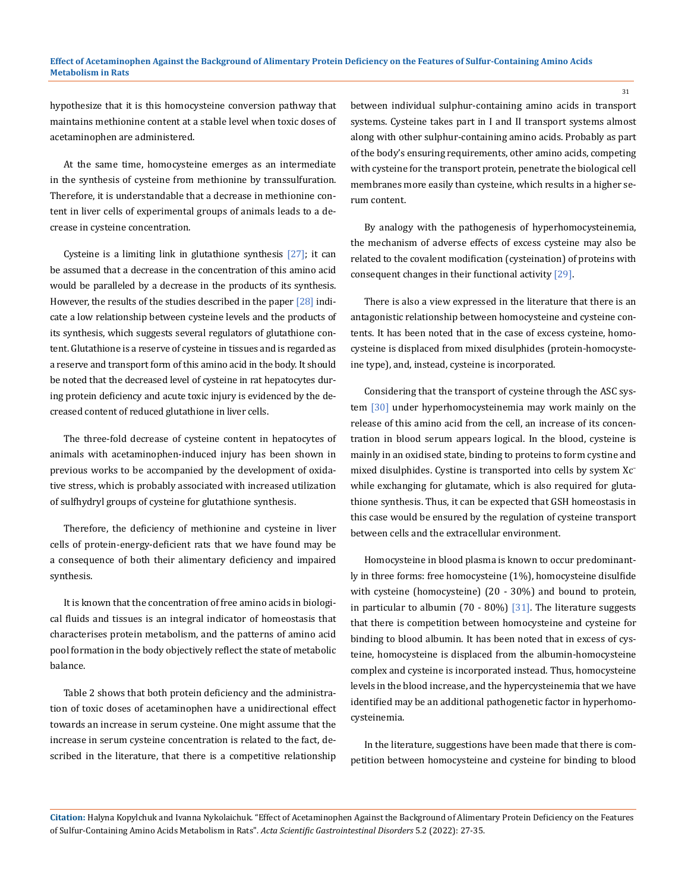hypothesize that it is this homocysteine conversion pathway that maintains methionine content at a stable level when toxic doses of acetaminophen are administered.

At the same time, homocysteine emerges as an intermediate in the synthesis of cysteine from methionine by transsulfuration. Therefore, it is understandable that a decrease in methionine content in liver cells of experimental groups of animals leads to a decrease in cysteine concentration.

Cysteine is a limiting link in glutathione synthesis [27]; it can be assumed that a decrease in the concentration of this amino acid would be paralleled by a decrease in the products of its synthesis. However, the results of the studies described in the paper [28] indicate a low relationship between cysteine levels and the products of its synthesis, which suggests several regulators of glutathione content. Glutathione is a reserve of cysteine in tissues and is regarded as a reserve and transport form of this amino acid in the body. It should be noted that the decreased level of cysteine in rat hepatocytes during protein deficiency and acute toxic injury is evidenced by the decreased content of reduced glutathione in liver cells.

The three-fold decrease of cysteine content in hepatocytes of animals with acetaminophen-induced injury has been shown in previous works to be accompanied by the development of oxidative stress, which is probably associated with increased utilization of sulfhydryl groups of cysteine for glutathione synthesis.

Therefore, the deficiency of methionine and cysteine in liver cells of protein-energy-deficient rats that we have found may be a consequence of both their alimentary deficiency and impaired synthesis.

It is known that the concentration of free amino acids in biological fluids and tissues is an integral indicator of homeostasis that characterises protein metabolism, and the patterns of amino acid pool formation in the body objectively reflect the state of metabolic balance.

Table 2 shows that both protein deficiency and the administration of toxic doses of acetaminophen have a unidirectional effect towards an increase in serum cysteine. One might assume that the increase in serum cysteine concentration is related to the fact, described in the literature, that there is a competitive relationship between individual sulphur-containing amino acids in transport systems. Cysteine takes part in I and II transport systems almost along with other sulphur-containing amino acids. Probably as part of the body's ensuring requirements, other amino acids, competing with cysteine for the transport protein, penetrate the biological cell membranes more easily than cysteine, which results in a higher serum content.

By analogy with the pathogenesis of hyperhomocysteinemia, the mechanism of adverse effects of excess cysteine may also be related to the covalent modification (cysteination) of proteins with consequent changes in their functional activity [29].

There is also a view expressed in the literature that there is an antagonistic relationship between homocysteine and cysteine contents. It has been noted that in the case of excess cysteine, homocysteine is displaced from mixed disulphides (protein-homocysteine type), and, instead, cysteine is incorporated.

Considering that the transport of cysteine through the ASC system [30] under hyperhomocysteinemia may work mainly on the release of this amino acid from the cell, an increase of its concentration in blood serum appears logical. In the blood, cysteine is mainly in an oxidised state, binding to proteins to form cystine and mixed disulphides. Cystine is transported into cells by system $Xc^-$ while exchanging for glutamate, which is also required for glutathione synthesis. Thus, it can be expected that GSH homeostasis in this case would be ensured by the regulation of cysteine transport between cells and the extracellular environment.

Homocysteine in blood plasma is known to occur predominantly in three forms: free homocysteine (1%), homocysteine disulfide with cysteine (homocysteine) (20 - 30%) and bound to protein, in particular to albumin (70 - 80%) [31]. The literature suggests that there is competition between homocysteine and cysteine for binding to blood albumin. It has been noted that in excess of cysteine, homocysteine is displaced from the albumin-homocysteine complex and cysteine is incorporated instead. Thus, homocysteine levels in the blood increase, and the hypercysteinemia that we have identified may be an additional pathogenetic factor in hyperhomocysteinemia.

In the literature, suggestions have been made that there is competition between homocysteine and cysteine for binding to blood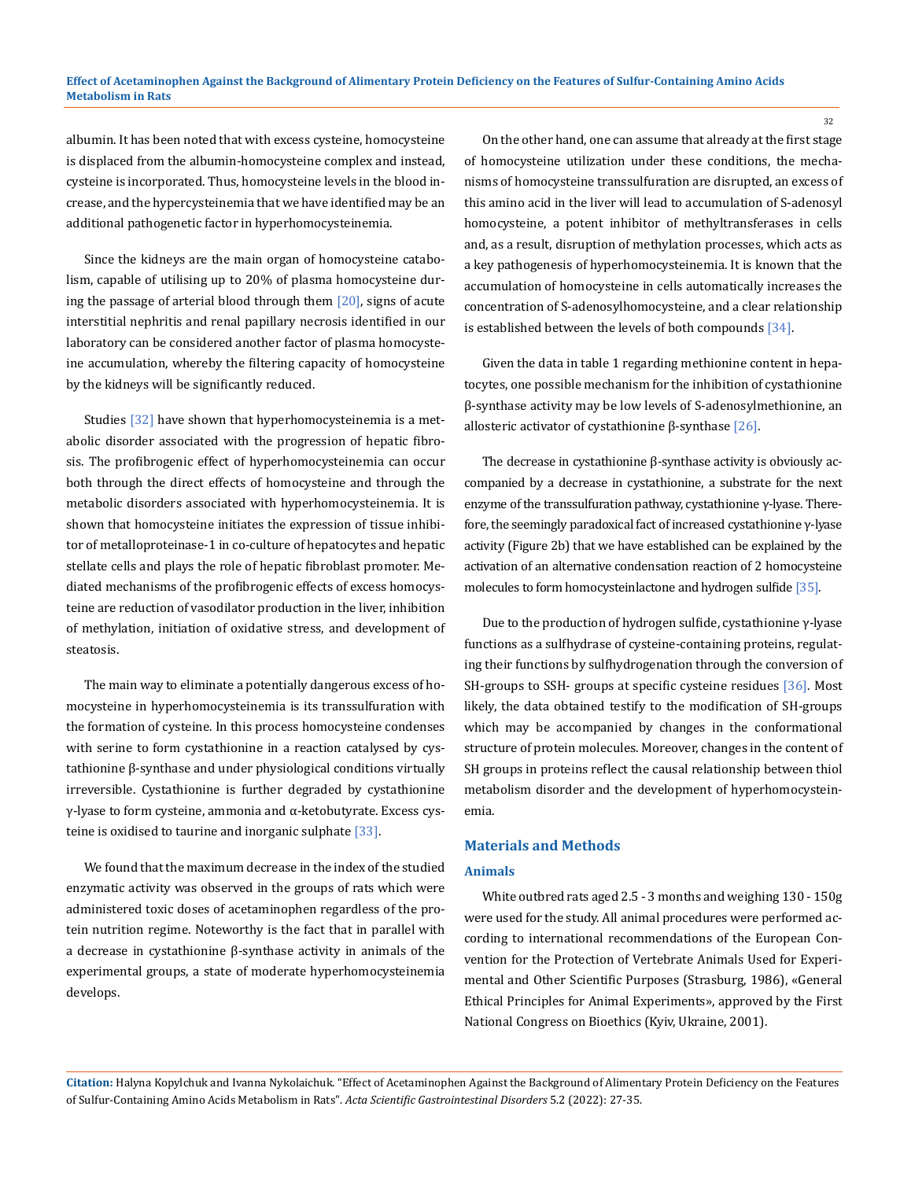albumin. It has been noted that with excess cysteine, homocysteine is displaced from the albumin-homocysteine complex and instead, cysteine is incorporated. Thus, homocysteine levels in the blood increase, and the hypercysteinemia that we have identified may be an additional pathogenetic factor in hyperhomocysteinemia.

Since the kidneys are the main organ of homocysteine catabolism, capable of utilising up to 20% of plasma homocysteine during the passage of arterial blood through them [20], signs of acute interstitial nephritis and renal papillary necrosis identified in our laboratory can be considered another factor of plasma homocysteine accumulation, whereby the filtering capacity of homocysteine by the kidneys will be significantly reduced.

Studies [32] have shown that hyperhomocysteinemia is a metabolic disorder associated with the progression of hepatic fibrosis. The profibrogenic effect of hyperhomocysteinemia can occur both through the direct effects of homocysteine and through the metabolic disorders associated with hyperhomocysteinemia. It is shown that homocysteine initiates the expression of tissue inhibitor of metalloproteinase-1 in co-culture of hepatocytes and hepatic stellate cells and plays the role of hepatic fibroblast promoter. Mediated mechanisms of the profibrogenic effects of excess homocysteine are reduction of vasodilator production in the liver, inhibition of methylation, initiation of oxidative stress, and development of steatosis.

The main way to eliminate a potentially dangerous excess of homocysteine in hyperhomocysteinemia is its transsulfuration with the formation of cysteine. In this process homocysteine condenses with serine to form cystathionine in a reaction catalysed by cystathionine β-synthase and under physiological conditions virtually irreversible. Cystathionine is further degraded by cystathionine γ-lyase to form cysteine, ammonia and α-ketobutyrate. Excess cysteine is oxidised to taurine and inorganic sulphate [33].

We found that the maximum decrease in the index of the studied enzymatic activity was observed in the groups of rats which were administered toxic doses of acetaminophen regardless of the protein nutrition regime. Noteworthy is the fact that in parallel with a decrease in cystathionine β-synthase activity in animals of the experimental groups, a state of moderate hyperhomocysteinemia develops.

On the other hand, one can assume that already at the first stage of homocysteine utilization under these conditions, the mechanisms of homocysteine transsulfuration are disrupted, an excess of this amino acid in the liver will lead to accumulation of S-adenosyl homocysteine, a potent inhibitor of methyltransferases in cells and, as a result, disruption of methylation processes, which acts as a key pathogenesis of hyperhomocysteinemia. It is known that the accumulation of homocysteine in cells automatically increases the concentration of S-adenosylhomocysteine, and a clear relationship is established between the levels of both compounds [34].

Given the data in table 1 regarding methionine content in hepatocytes, one possible mechanism for the inhibition of cystathionine β-synthase activity may be low levels of S-adenosylmethionine, an allosteric activator of cystathionine β-synthase [26].

The decrease in cystathionine β-synthase activity is obviously accompanied by a decrease in cystathionine, a substrate for the next enzyme of the transsulfuration pathway, cystathionine γ-lyase. Therefore, the seemingly paradoxical fact of increased cystathionine γ-lyase activity (Figure 2b) that we have established can be explained by the activation of an alternative condensation reaction of 2 homocysteine molecules to form homocysteinlactone and hydrogen sulfide [35].

Due to the production of hydrogen sulfide, cystathionine γ-lyase functions as a sulfhydrase of cysteine-containing proteins, regulating their functions by sulfhydrogenation through the conversion of SH-groups to SSH- groups at specific cysteine residues [36]. Most likely, the data obtained testify to the modification of SH-groups which may be accompanied by changes in the conformational structure of protein molecules. Moreover, changes in the content of SH groups in proteins reflect the causal relationship between thiol metabolism disorder and the development of hyperhomocysteinemia.

## Materials and Methods

### Animals

White outbred rats aged 2.5 - 3 months and weighing 130 - 150g were used for the study. All animal procedures were performed according to international recommendations of the European Convention for the Protection of Vertebrate Animals Used for Experimental and Other Scientific Purposes (Strasburg, 1986), «General Ethical Principles for Animal Experiments», approved by the First National Congress on Bioethics (Kyiv, Ukraine, 2001).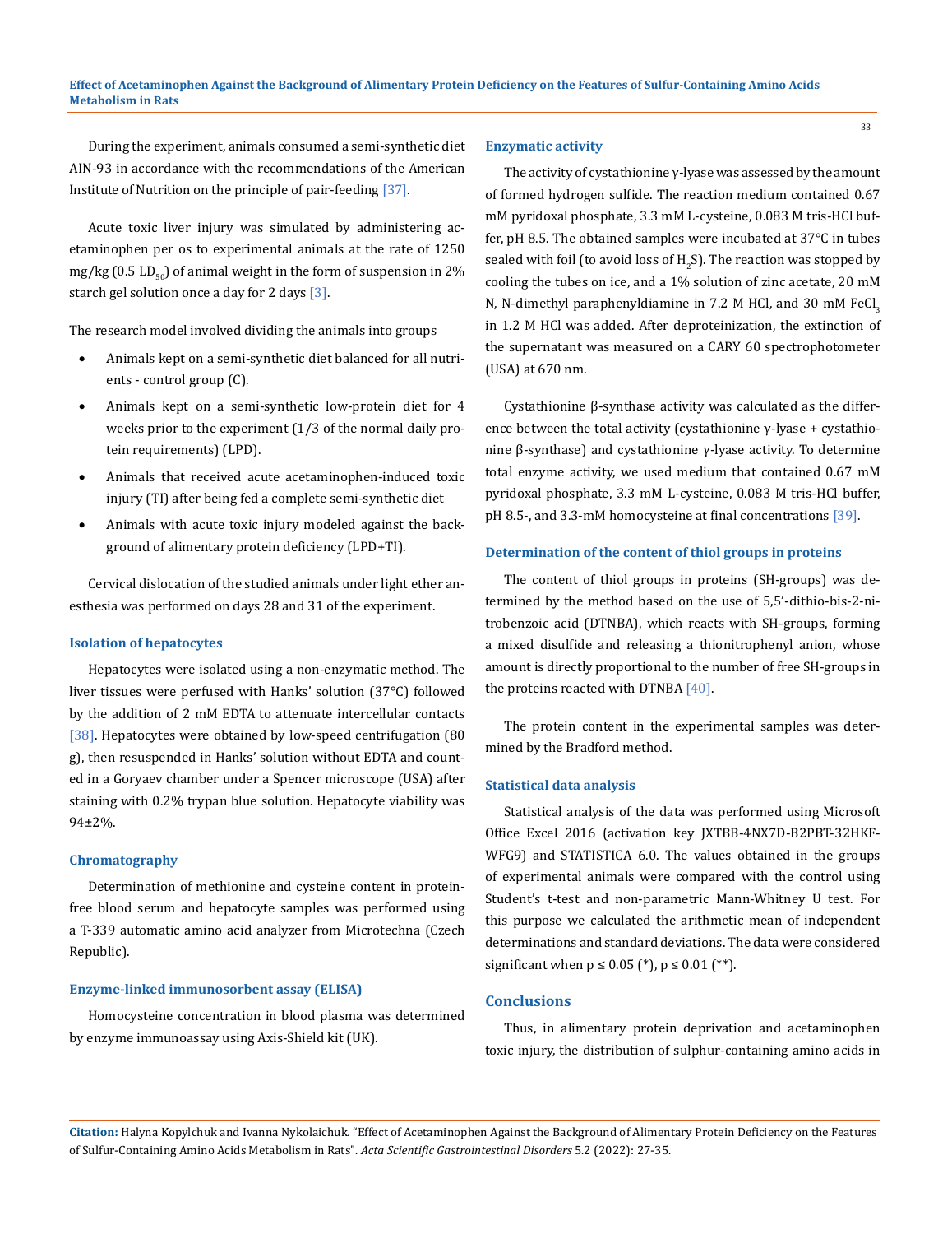During the experiment, animals consumed a semi-synthetic diet AIN-93 in accordance with the recommendations of the American Institute of Nutrition on the principle of pair-feeding [37].

Acute toxic liver injury was simulated by administering acetaminophen per os to experimental animals at the rate of 1250 mg/kg (0.5 $LD_{50}$) of animal weight in the form of suspension in 2% starch gel solution once a day for 2 days [3].

The research model involved dividing the animals into groups

- Animals kept on a semi-synthetic diet balanced for all nutrients - control group (C).
- Animals kept on a semi-synthetic low-protein diet for 4 weeks prior to the experiment (1/3 of the normal daily protein requirements) (LPD).
- Animals that received acute acetaminophen-induced toxic injury (TI) after being fed a complete semi-synthetic diet
- Animals with acute toxic injury modeled against the background of alimentary protein deficiency (LPD+TI).

Cervical dislocation of the studied animals under light ether anesthesia was performed on days 28 and 31 of the experiment.

### Isolation of hepatocytes

Hepatocytes were isolated using a non-enzymatic method. The liver tissues were perfused with Hanks' solution (37°C) followed by the addition of 2 mM EDTA to attenuate intercellular contacts [38]. Hepatocytes were obtained by low-speed centrifugation (80 g), then resuspended in Hanks' solution without EDTA and counted in a Goryaev chamber under a Spencer microscope (USA) after staining with 0.2% trypan blue solution. Hepatocyte viability was 94±2%.

### Chromatography

Determination of methionine and cysteine content in protein-free blood serum and hepatocyte samples was performed using a T-339 automatic amino acid analyzer from Microtechna (Czech Republic).

### Enzyme-linked immunosorbent assay (ELISA)

Homocysteine concentration in blood plasma was determined by enzyme immunoassay using Axis-Shield kit (UK).

### Enzymatic activity

The activity of cystathionine γ-lyase was assessed by the amount of formed hydrogen sulfide. The reaction medium contained 0.67 mM pyridoxal phosphate, 3.3 mM L-cysteine, 0.083 M tris-HCl buffer, pH 8.5. The obtained samples were incubated at 37°C in tubes sealed with foil (to avoid loss of $H_2S$). The reaction was stopped by cooling the tubes on ice, and a 1% solution of zinc acetate, 20 mM N, N-dimethyl paraphenyldiamine in 7.2 M HCl, and 30 mM $FeCl_3$ in 1.2 M HCl was added. After deproteinization, the extinction of the supernatant was measured on a CARY 60 spectrophotometer (USA) at 670 nm.

Cystathionine β-synthase activity was calculated as the difference between the total activity (cystathionine γ-lyase + cystathionine β-synthase) and cystathionine γ-lyase activity. To determine total enzyme activity, we used medium that contained 0.67 mM pyridoxal phosphate, 3.3 mM L-cysteine, 0.083 M tris-HCl buffer, pH 8.5-, and 3.3-mM homocysteine at final concentrations [39].

### Determination of the content of thiol groups in proteins

The content of thiol groups in proteins (SH-groups) was determined by the method based on the use of 5,5'-dithio-bis-2-nitrobenzoic acid (DTNBA), which reacts with SH-groups, forming a mixed disulfide and releasing a thionitrophenyl anion, whose amount is directly proportional to the number of free SH-groups in the proteins reacted with DTNBA [40].

The protein content in the experimental samples was determined by the Bradford method.

### Statistical data analysis

Statistical analysis of the data was performed using Microsoft Office Excel 2016 (activation key JXTBB-4NX7D-B2PBT-32HKF-WFG9) and STATISTICA 6.0. The values obtained in the groups of experimental animals were compared with the control using Student's t-test and non-parametric Mann-Whitney U test. For this purpose we calculated the arithmetic mean of independent determinations and standard deviations. The data were considered significant when $p \le 0.05$ (*), $p \le 0.01$ (**).

## Conclusions

Thus, in alimentary protein deprivation and acetaminophen toxic injury, the distribution of sulphur-containing amino acids in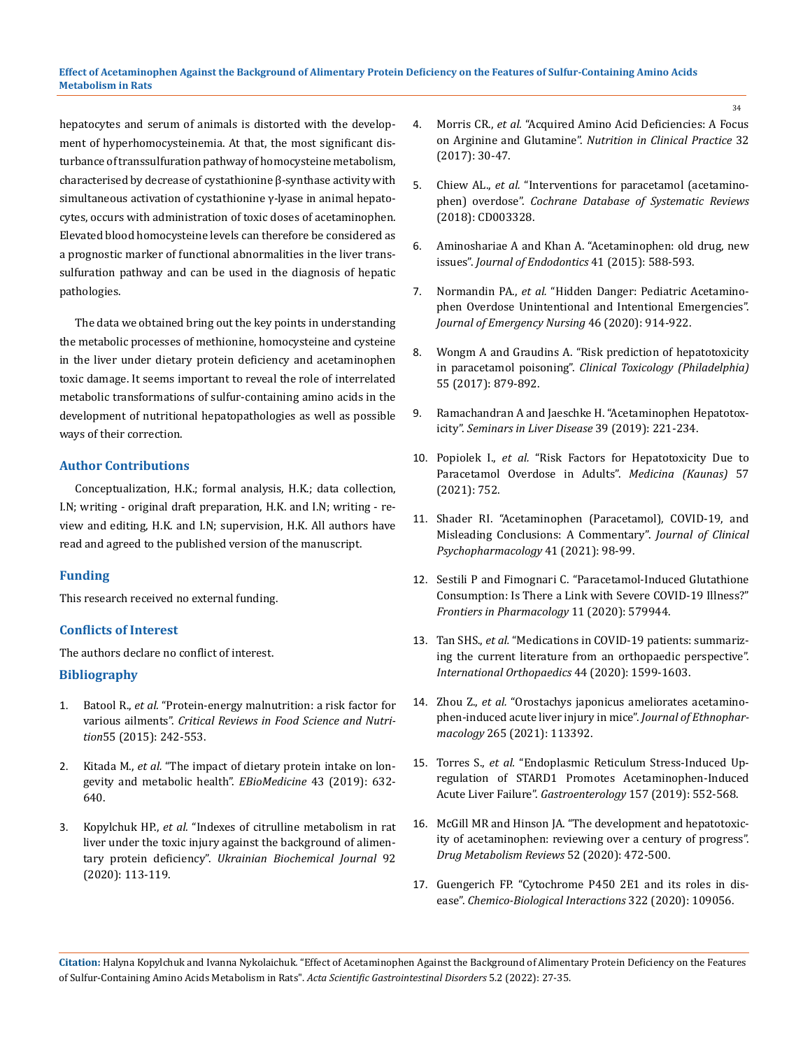hepatocytes and serum of animals is distorted with the development of hyperhomocysteinemia. At that, the most significant disturbance of transsulfuration pathway of homocysteine metabolism, characterised by decrease of cystathionine β-synthase activity with simultaneous activation of cystathionine γ-lyase in animal hepatocytes, occurs with administration of toxic doses of acetaminophen. Elevated blood homocysteine levels can therefore be considered as a prognostic marker of functional abnormalities in the liver transsulfuration pathway and can be used in the diagnosis of hepatic pathologies.

The data we obtained bring out the key points in understanding the metabolic processes of methionine, homocysteine and cysteine in the liver under dietary protein deficiency and acetaminophen toxic damage. It seems important to reveal the role of interrelated metabolic transformations of sulfur-containing amino acids in the development of nutritional hepatopathologies as well as possible ways of their correction.

## Author Contributions

Conceptualization, H.K.; formal analysis, H.K.; data collection, I.N; writing - original draft preparation, H.K. and I.N; writing - review and editing, H.K. and I.N; supervision, H.K. All authors have read and agreed to the published version of the manuscript.

## Funding

This research received no external funding.

## Conflicts of Interest

The authors declare no conflict of interest.

## Bibliography

1. Batool R., *et al.* "Protein-energy malnutrition: a risk factor for various ailments". *Critical Reviews in Food Science and Nutrition*55 (2015): 242-553.
2. Kitada M., *et al.* "The impact of dietary protein intake on longevity and metabolic health". *EBioMedicine* 43 (2019): 632-640.
3. Kopylchuk HP., *et al.* "Indexes of citrulline metabolism in rat liver under the toxic injury against the background of alimentary protein deficiency". *Ukrainian Biochemical Journal* 92 (2020): 113-119.
4. Morris CR., *et al.* "Acquired Amino Acid Deficiencies: A Focus on Arginine and Glutamine". *Nutrition in Clinical Practice* 32 (2017): 30-47.
5. Chiew AL., *et al.* "Interventions for paracetamol (acetaminophen) overdose". *Cochrane Database of Systematic Reviews* (2018): CD003328.
6. Aminoshariae A and Khan A. "Acetaminophen: old drug, new issues". *Journal of Endodontics* 41 (2015): 588-593.
7. Normandin PA., *et al.* "Hidden Danger: Pediatric Acetaminophen Overdose Unintentional and Intentional Emergencies". *Journal of Emergency Nursing* 46 (2020): 914-922.
8. Wongm A and Graudins A. "Risk prediction of hepatotoxicity in paracetamol poisoning". *Clinical Toxicology (Philadelphia)* 55 (2017): 879-892.
9. Ramachandran A and Jaeschke H. "Acetaminophen Hepatotoxicity". *Seminars in Liver Disease* 39 (2019): 221-234.
10. Popiolek I., *et al.* "Risk Factors for Hepatotoxicity Due to Paracetamol Overdose in Adults". *Medicina (Kaunas)* 57 (2021): 752.
11. Shader RI. "Acetaminophen (Paracetamol), COVID-19, and Misleading Conclusions: A Commentary". *Journal of Clinical Psychopharmacology* 41 (2021): 98-99.
12. Sestili P and Fimognari C. "Paracetamol-Induced Glutathione Consumption: Is There a Link with Severe COVID-19 Illness?" *Frontiers in Pharmacology* 11 (2020): 579944.
13. Tan SHS., *et al.* "Medications in COVID-19 patients: summarizing the current literature from an orthopaedic perspective". *International Orthopaedics* 44 (2020): 1599-1603.
14. Zhou Z., *et al.* "Orostachys japonicus ameliorates acetaminophen-induced acute liver injury in mice". *Journal of Ethnopharmacology* 265 (2021): 113392.
15. Torres S., *et al.* "Endoplasmic Reticulum Stress-Induced Upregulation of STARD1 Promotes Acetaminophen-Induced Acute Liver Failure". *Gastroenterology* 157 (2019): 552-568.
16. McGill MR and Hinson JA. "The development and hepatotoxicity of acetaminophen: reviewing over a century of progress". *Drug Metabolism Reviews* 52 (2020): 472-500.
17. Guengerich FP. "Cytochrome P450 2E1 and its roles in disease". *Chemico-Biological Interactions* 322 (2020): 109056.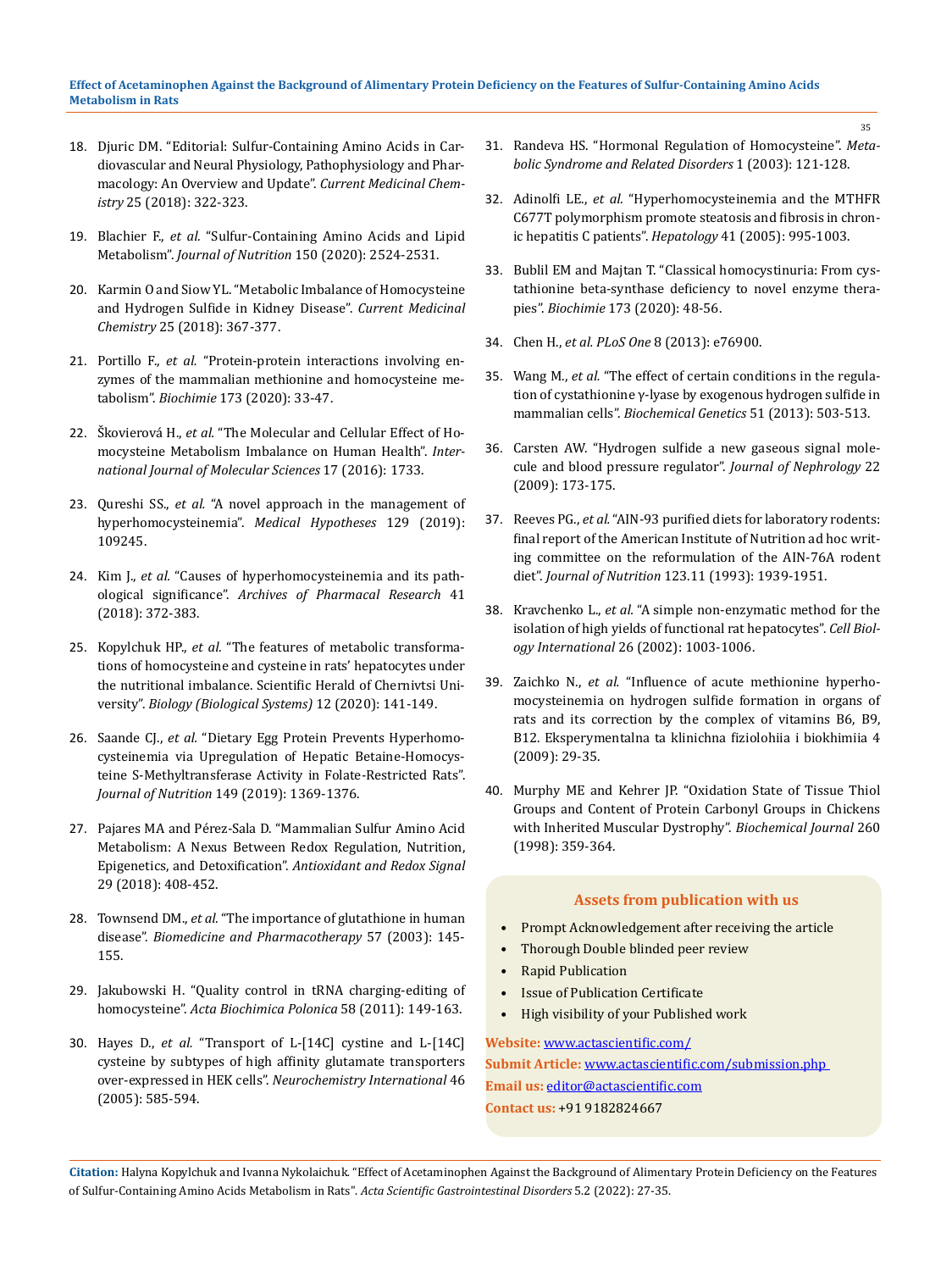18. Djuric DM. "Editorial: Sulfur-Containing Amino Acids in Cardiovascular and Neural Physiology, Pathophysiology and Pharmacology: An Overview and Update". *Current Medicinal Chemistry* 25 (2018): 322-323.

19. Blachier F., *et al.* "Sulfur-Containing Amino Acids and Lipid Metabolism". *Journal of Nutrition* 150 (2020): 2524-2531.

20. Karmin O and Siow YL. "Metabolic Imbalance of Homocysteine and Hydrogen Sulfide in Kidney Disease". *Current Medicinal Chemistry* 25 (2018): 367-377.

21. Portillo F., *et al.* "Protein-protein interactions involving enzymes of the mammalian methionine and homocysteine metabolism". *Biochimie* 173 (2020): 33-47.

22. Škovierová H., *et al.* "The Molecular and Cellular Effect of Homocysteine Metabolism Imbalance on Human Health". *International Journal of Molecular Sciences* 17 (2016): 1733.

23. Qureshi SS., *et al.* "A novel approach in the management of hyperhomocysteinemia". *Medical Hypotheses* 129 (2019): 109245.

24. Kim J., *et al.* "Causes of hyperhomocysteinemia and its pathological significance". *Archives of Pharmacal Research* 41 (2018): 372-383.

25. Kopylchuk HP., *et al.* "The features of metabolic transformations of homocysteine and cysteine in rats' hepatocytes under the nutritional imbalance. Scientific Herald of Chernivtsi University". *Biology (Biological Systems)* 12 (2020): 141-149.

26. Saande CJ., *et al.* "Dietary Egg Protein Prevents Hyperhomocysteinemia via Upregulation of Hepatic Betaine-Homocysteine S-Methyltransferase Activity in Folate-Restricted Rats". *Journal of Nutrition* 149 (2019): 1369-1376.

27. Pajares MA and Pérez-Sala D. "Mammalian Sulfur Amino Acid Metabolism: A Nexus Between Redox Regulation, Nutrition, Epigenetics, and Detoxification". *Antioxidant and Redox Signal* 29 (2018): 408-452.

28. Townsend DM., *et al.* "The importance of glutathione in human disease". *Biomedicine and Pharmacotherapy* 57 (2003): 145-155.

29. Jakubowski H. "Quality control in tRNA charging-editing of homocysteine". *Acta Biochimica Polonica* 58 (2011): 149-163.

30. Hayes D., *et al.* "Transport of L-[14C] cystine and L-[14C] cysteine by subtypes of high affinity glutamate transporters over-expressed in HEK cells". *Neurochemistry International* 46 (2005): 585-594.

31. Randeva HS. "Hormonal Regulation of Homocysteine". *Metabolic Syndrome and Related Disorders* 1 (2003): 121-128.

32. Adinolfi LE., *et al.* "Hyperhomocysteinemia and the MTHFR C677T polymorphism promote steatosis and fibrosis in chronic hepatitis C patients". *Hepatology* 41 (2005): 995-1003.

33. Bublil EM and Majtan T. "Classical homocystinuria: From cystathionine beta-synthase deficiency to novel enzyme therapies". *Biochimie* 173 (2020): 48-56.

34. Chen H., *et al. PLoS One* 8 (2013): e76900.

35. Wang M., *et al.* "The effect of certain conditions in the regulation of cystathionine γ-lyase by exogenous hydrogen sulfide in mammalian cells". *Biochemical Genetics* 51 (2013): 503-513.

36. Carsten AW. "Hydrogen sulfide a new gaseous signal molecule and blood pressure regulator". *Journal of Nephrology* 22 (2009): 173-175.

37. Reeves PG., *et al.* "AIN-93 purified diets for laboratory rodents: final report of the American Institute of Nutrition ad hoc writing committee on the reformulation of the AIN-76A rodent diet". *Journal of Nutrition* 123.11 (1993): 1939-1951.

38. Kravchenko L., *et al.* "A simple non-enzymatic method for the isolation of high yields of functional rat hepatocytes". *Cell Biology International* 26 (2002): 1003-1006.

39. Zaichko N., *et al.* "Influence of acute methionine hyperhomocysteinemia on hydrogen sulfide formation in organs of rats and its correction by the complex of vitamins B6, B9, B12. Eksperymentalna ta klinichna fiziolohiia i biokhimiia 4 (2009): 29-35.

40. Murphy ME and Kehrer JP. "Oxidation State of Tissue Thiol Groups and Content of Protein Carbonyl Groups in Chickens with Inherited Muscular Dystrophy". *Biochemical Journal* 260 (1998): 359-364.

**Assets from publication with us**

- Prompt Acknowledgement after receiving the article
- Thorough Double blinded peer review
- Rapid Publication
- Issue of Publication Certificate
- High visibility of your Published work

**Website:** www.actascientific.com/
**Submit Article:** www.actascientific.com/submission.php
**Email us:** editor@actascientific.com
**Contact us:** +91 9182824667

**Citation:** Halyna Kopylchuk and Ivanna Nykolaichuk. "Effect of Acetaminophen Against the Background of Alimentary Protein Deficiency on the Features of Sulfur-Containing Amino Acids Metabolism in Rats". *Acta Scientific Gastrointestinal Disorders* 5.2 (2022): 27-35.